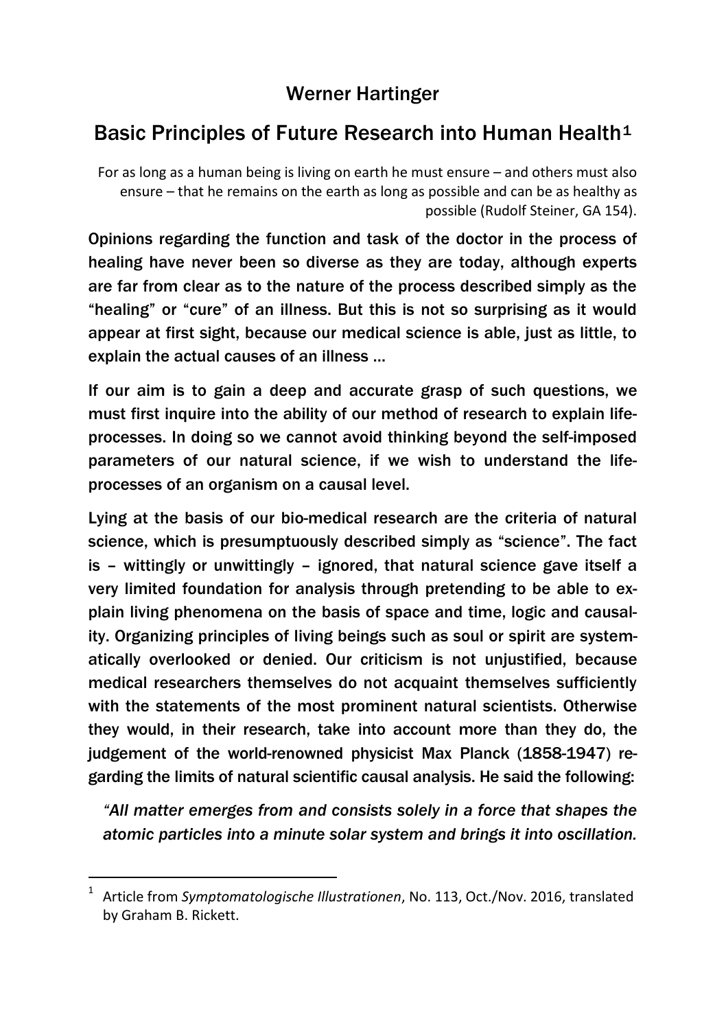## Werner Hartinger

# Basic Principles of Future Research into Human Health[1]

> For as long as a human being is living on earth he must ensure – and others must also ensure – that he remains on the earth as long as possible and can be as healthy as possible (Rudolf Steiner, GA 154).

Opinions regarding the function and task of the doctor in the process of healing have never been so diverse as they are today, although experts are far from clear as to the nature of the process described simply as the "healing" or "cure" of an illness. But this is not so surprising as it would appear at first sight, because our medical science is able, just as little, to explain the actual causes of an illness …

If our aim is to gain a deep and accurate grasp of such questions, we must first inquire into the ability of our method of research to explain life-processes. In doing so we cannot avoid thinking beyond the self-imposed parameters of our natural science, if we wish to understand the life-processes of an organism on a causal level.

Lying at the basis of our bio-medical research are the criteria of natural science, which is presumptuously described simply as "science". The fact is – wittingly or unwittingly – ignored, that natural science gave itself a very limited foundation for analysis through pretending to be able to explain living phenomena on the basis of space and time, logic and causality. Organizing principles of living beings such as soul or spirit are systematically overlooked or denied. Our criticism is not unjustified, because medical researchers themselves do not acquaint themselves sufficiently with the statements of the most prominent natural scientists. Otherwise they would, in their research, take into account more than they do, the judgement of the world-renowned physicist Max Planck (1858-1947) regarding the limits of natural scientific causal analysis. He said the following:

*"All matter emerges from and consists solely in a force that shapes the atomic particles into a minute solar system and brings it into oscillation.*

---

[1] Article from *Symptomatologische Illustrationen*, No. 113, Oct./Nov. 2016, translated by Graham B. Rickett.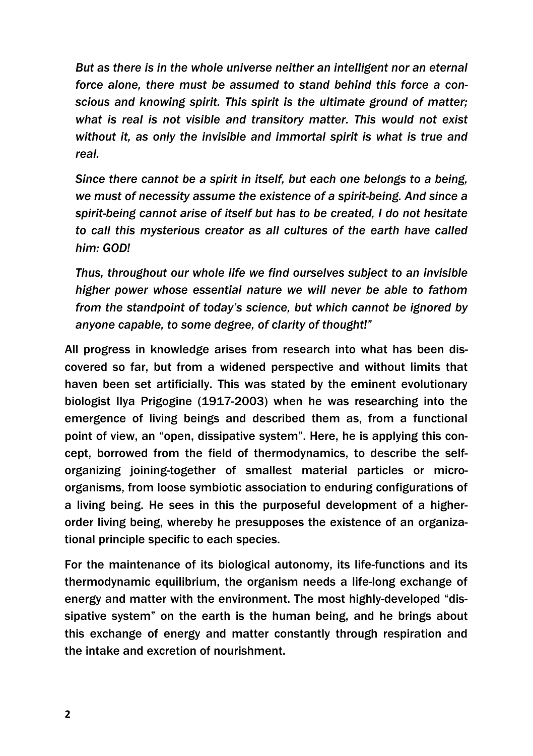*But as there is in the whole universe neither an intelligent nor an eternal force alone, there must be assumed to stand behind this force a conscious and knowing spirit. This spirit is the ultimate ground of matter; what is real is not visible and transitory matter. This would not exist without it, as only the invisible and immortal spirit is what is true and real.*

*Since there cannot be a spirit in itself, but each one belongs to a being, we must of necessity assume the existence of a spirit-being. And since a spirit-being cannot arise of itself but has to be created, I do not hesitate to call this mysterious creator as all cultures of the earth have called him: GOD!*

*Thus, throughout our whole life we find ourselves subject to an invisible higher power whose essential nature we will never be able to fathom from the standpoint of today's science, but which cannot be ignored by anyone capable, to some degree, of clarity of thought!"*

**All progress in knowledge arises from research into what has been discovered so far, but from a widened perspective and without limits that haven been set artificially. This was stated by the eminent evolutionary biologist Ilya Prigogine (1917-2003) when he was researching into the emergence of living beings and described them as, from a functional point of view, an "open, dissipative system". Here, he is applying this concept, borrowed from the field of thermodynamics, to describe the self-organizing joining-together of smallest material particles or micro-organisms, from loose symbiotic association to enduring configurations of a living being. He sees in this the purposeful development of a higher-order living being, whereby he presupposes the existence of an organizational principle specific to each species.**

**For the maintenance of its biological autonomy, its life-functions and its thermodynamic equilibrium, the organism needs a life-long exchange of energy and matter with the environment. The most highly-developed "dissipative system" on the earth is the human being, and he brings about this exchange of energy and matter constantly through respiration and the intake and excretion of nourishment.**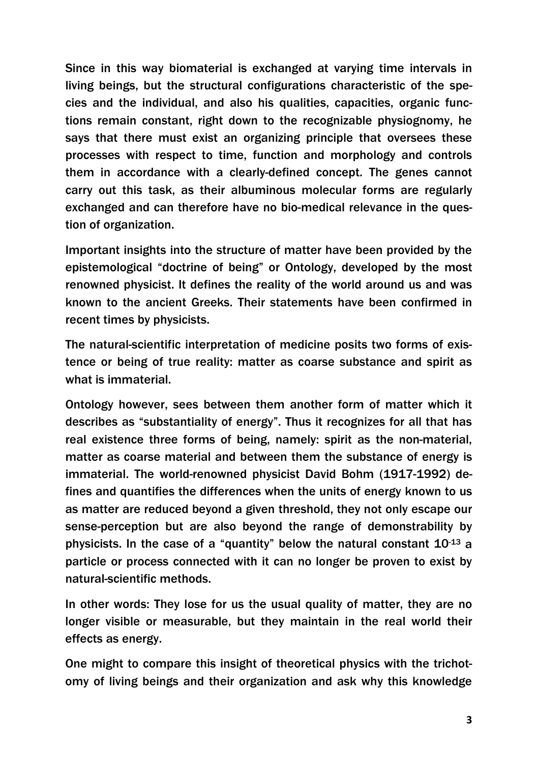Since in this way biomaterial is exchanged at varying time intervals in living beings, but the structural configurations characteristic of the species and the individual, and also his qualities, capacities, organic functions remain constant, right down to the recognizable physiognomy, he says that there must exist an organizing principle that oversees these processes with respect to time, function and morphology and controls them in accordance with a clearly-defined concept. The genes cannot carry out this task, as their albuminous molecular forms are regularly exchanged and can therefore have no bio-medical relevance in the question of organization.

Important insights into the structure of matter have been provided by the epistemological "doctrine of being" or Ontology, developed by the most renowned physicist. It defines the reality of the world around us and was known to the ancient Greeks. Their statements have been confirmed in recent times by physicists.

The natural-scientific interpretation of medicine posits two forms of existence or being of true reality: matter as coarse substance and spirit as what is immaterial.

Ontology however, sees between them another form of matter which it describes as "substantiality of energy". Thus it recognizes for all that has real existence three forms of being, namely: spirit as the non-material, matter as coarse material and between them the substance of energy is immaterial. The world-renowned physicist David Bohm (1917-1992) defines and quantifies the differences when the units of energy known to us as matter are reduced beyond a given threshold, they not only escape our sense-perception but are also beyond the range of demonstrability by physicists. In the case of a "quantity" below the natural constant $10^{-13}$ a particle or process connected with it can no longer be proven to exist by natural-scientific methods.

In other words: They lose for us the usual quality of matter, they are no longer visible or measurable, but they maintain in the real world their effects as energy.

One might to compare this insight of theoretical physics with the trichotomy of living beings and their organization and ask why this knowledge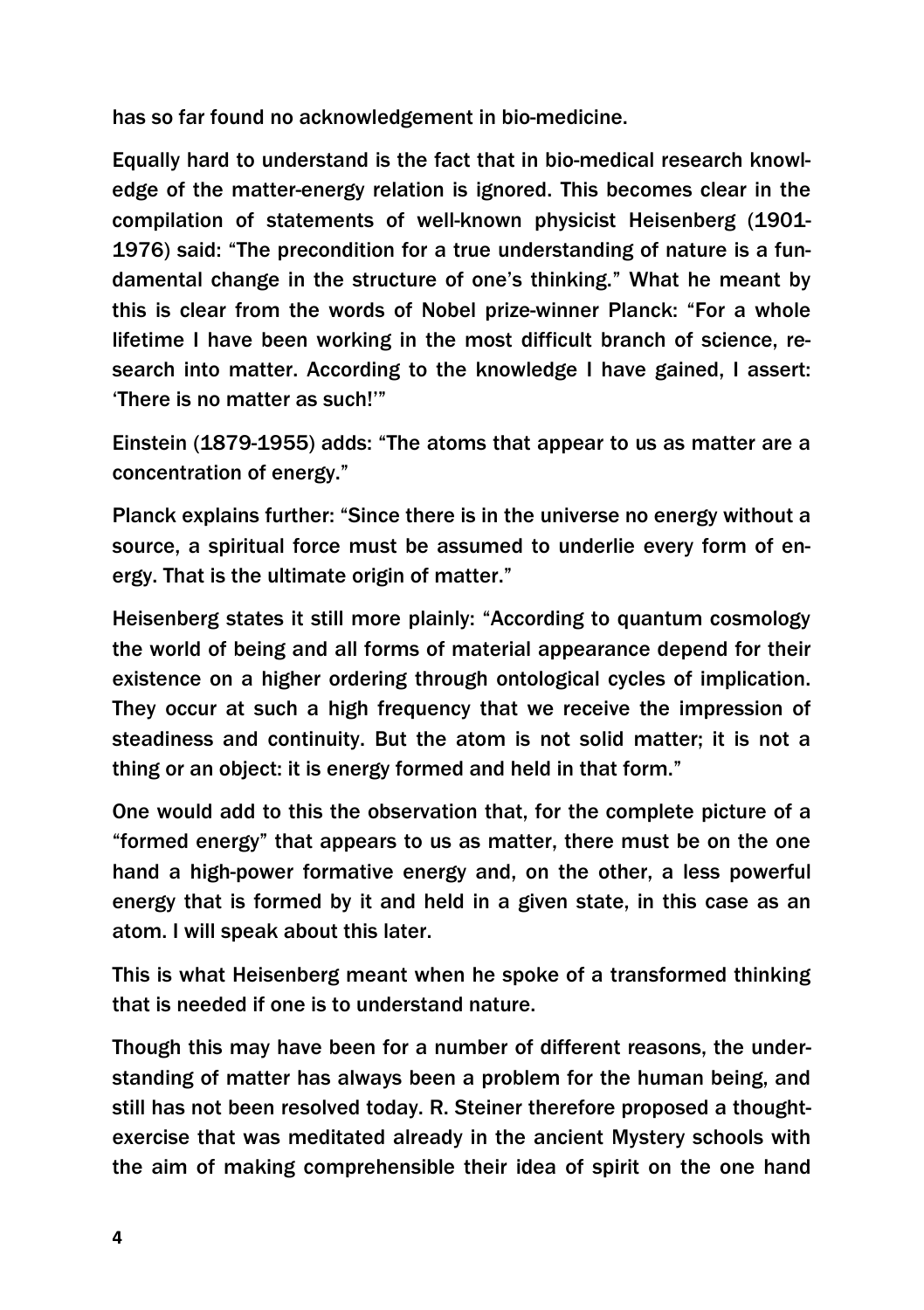has so far found no acknowledgement in bio-medicine.

Equally hard to understand is the fact that in bio-medical research knowledge of the matter-energy relation is ignored. This becomes clear in the compilation of statements of well-known physicist Heisenberg (1901-1976) said: "The precondition for a true understanding of nature is a fundamental change in the structure of one's thinking." What he meant by this is clear from the words of Nobel prize-winner Planck: "For a whole lifetime I have been working in the most difficult branch of science, research into matter. According to the knowledge I have gained, I assert: 'There is no matter as such!'"

Einstein (1879-1955) adds: "The atoms that appear to us as matter are a concentration of energy."

Planck explains further: "Since there is in the universe no energy without a source, a spiritual force must be assumed to underlie every form of energy. That is the ultimate origin of matter."

Heisenberg states it still more plainly: "According to quantum cosmology the world of being and all forms of material appearance depend for their existence on a higher ordering through ontological cycles of implication. They occur at such a high frequency that we receive the impression of steadiness and continuity. But the atom is not solid matter; it is not a thing or an object: it is energy formed and held in that form."

One would add to this the observation that, for the complete picture of a "formed energy" that appears to us as matter, there must be on the one hand a high-power formative energy and, on the other, a less powerful energy that is formed by it and held in a given state, in this case as an atom. I will speak about this later.

This is what Heisenberg meant when he spoke of a transformed thinking that is needed if one is to understand nature.

Though this may have been for a number of different reasons, the understanding of matter has always been a problem for the human being, and still has not been resolved today. R. Steiner therefore proposed a thought-exercise that was meditated already in the ancient Mystery schools with the aim of making comprehensible their idea of spirit on the one hand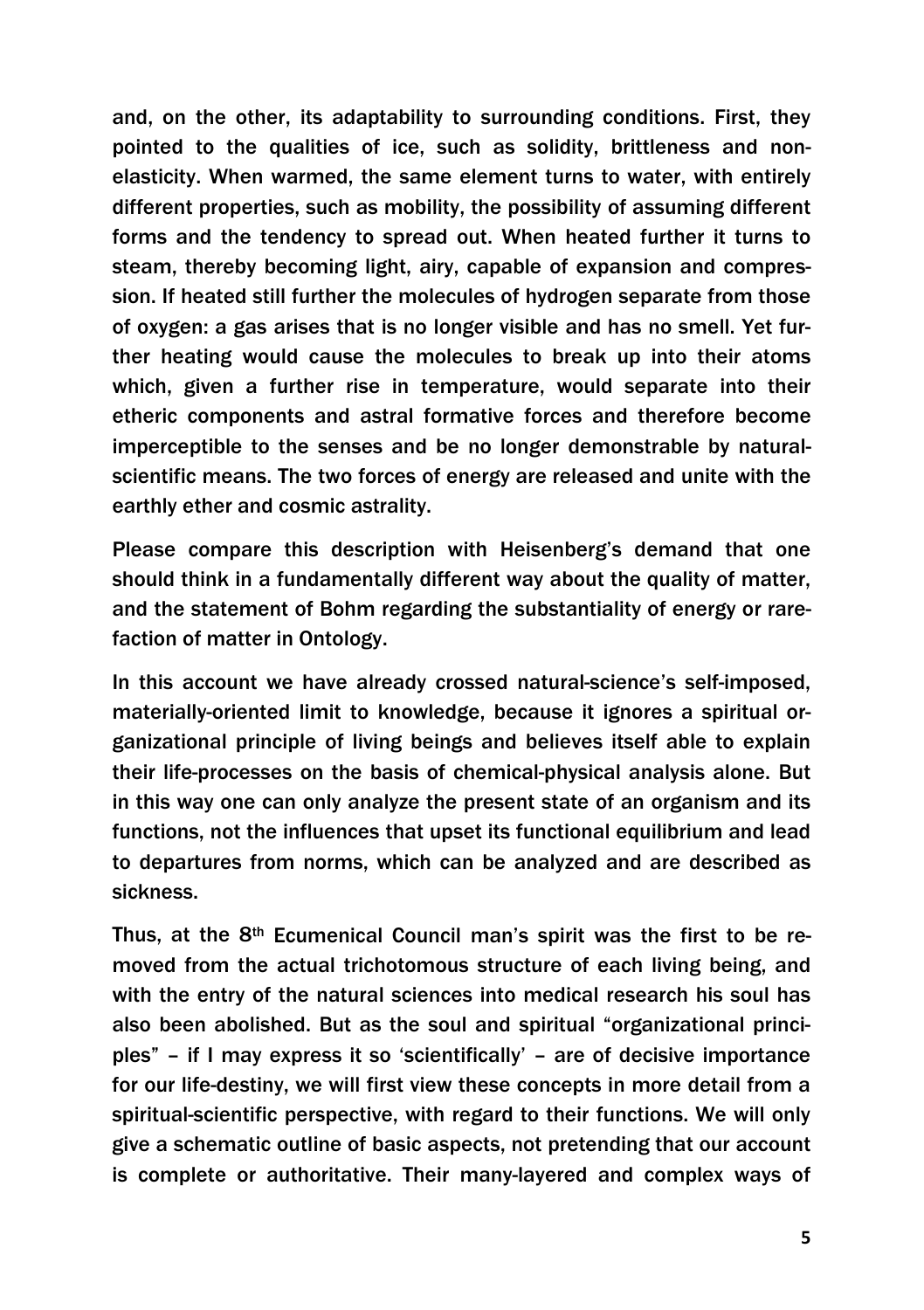and, on the other, its adaptability to surrounding conditions. First, they pointed to the qualities of ice, such as solidity, brittleness and non-elasticity. When warmed, the same element turns to water, with entirely different properties, such as mobility, the possibility of assuming different forms and the tendency to spread out. When heated further it turns to steam, thereby becoming light, airy, capable of expansion and compression. If heated still further the molecules of hydrogen separate from those of oxygen: a gas arises that is no longer visible and has no smell. Yet further heating would cause the molecules to break up into their atoms which, given a further rise in temperature, would separate into their etheric components and astral formative forces and therefore become imperceptible to the senses and be no longer demonstrable by natural-scientific means. The two forces of energy are released and unite with the earthly ether and cosmic astrality.

Please compare this description with Heisenberg's demand that one should think in a fundamentally different way about the quality of matter, and the statement of Bohm regarding the substantiality of energy or rarefaction of matter in Ontology.

In this account we have already crossed natural-science's self-imposed, materially-oriented limit to knowledge, because it ignores a spiritual organizational principle of living beings and believes itself able to explain their life-processes on the basis of chemical-physical analysis alone. But in this way one can only analyze the present state of an organism and its functions, not the influences that upset its functional equilibrium and lead to departures from norms, which can be analyzed and are described as sickness.

Thus, at the 8th Ecumenical Council man's spirit was the first to be removed from the actual trichotomous structure of each living being, and with the entry of the natural sciences into medical research his soul has also been abolished. But as the soul and spiritual "organizational principles" – if I may express it so 'scientifically' – are of decisive importance for our life-destiny, we will first view these concepts in more detail from a spiritual-scientific perspective, with regard to their functions. We will only give a schematic outline of basic aspects, not pretending that our account is complete or authoritative. Their many-layered and complex ways of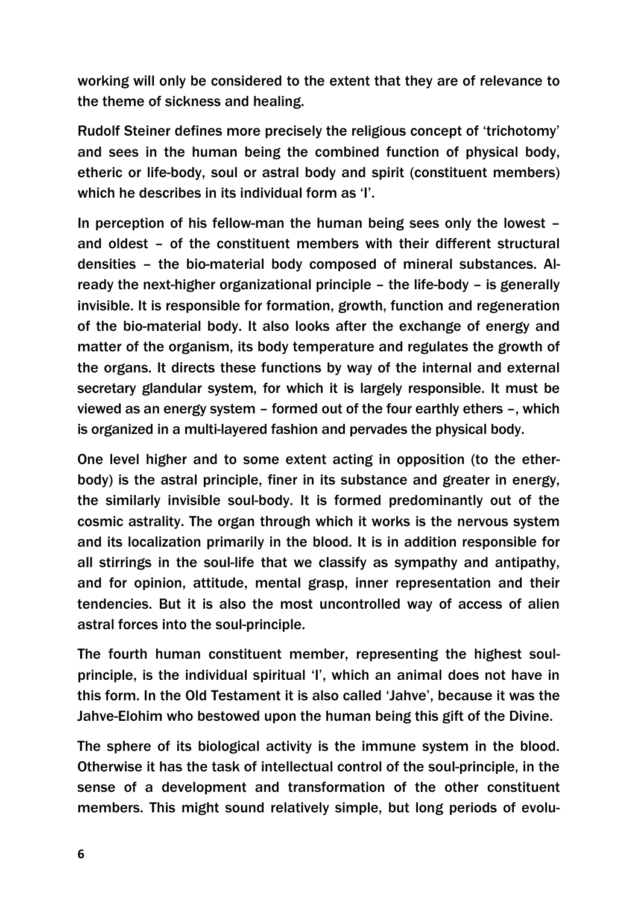working will only be considered to the extent that they are of relevance to the theme of sickness and healing.

Rudolf Steiner defines more precisely the religious concept of 'trichotomy' and sees in the human being the combined function of physical body, etheric or life-body, soul or astral body and spirit (constituent members) which he describes in its individual form as 'I'.

In perception of his fellow-man the human being sees only the lowest – and oldest – of the constituent members with their different structural densities – the bio-material body composed of mineral substances. Already the next-higher organizational principle – the life-body – is generally invisible. It is responsible for formation, growth, function and regeneration of the bio-material body. It also looks after the exchange of energy and matter of the organism, its body temperature and regulates the growth of the organs. It directs these functions by way of the internal and external secretary glandular system, for which it is largely responsible. It must be viewed as an energy system – formed out of the four earthly ethers –, which is organized in a multi-layered fashion and pervades the physical body.

One level higher and to some extent acting in opposition (to the ether-body) is the astral principle, finer in its substance and greater in energy, the similarly invisible soul-body. It is formed predominantly out of the cosmic astrality. The organ through which it works is the nervous system and its localization primarily in the blood. It is in addition responsible for all stirrings in the soul-life that we classify as sympathy and antipathy, and for opinion, attitude, mental grasp, inner representation and their tendencies. But it is also the most uncontrolled way of access of alien astral forces into the soul-principle.

The fourth human constituent member, representing the highest soul-principle, is the individual spiritual 'I', which an animal does not have in this form. In the Old Testament it is also called 'Jahve', because it was the Jahve-Elohim who bestowed upon the human being this gift of the Divine.

The sphere of its biological activity is the immune system in the blood. Otherwise it has the task of intellectual control of the soul-principle, in the sense of a development and transformation of the other constituent members. This might sound relatively simple, but long periods of evolu-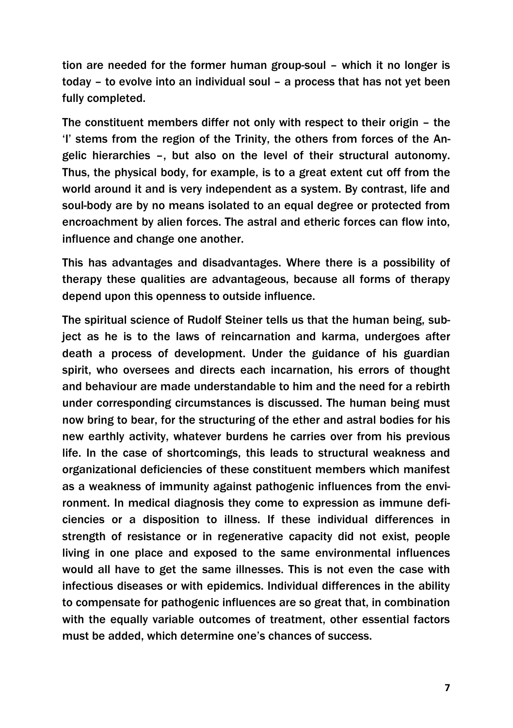tion are needed for the former human group-soul – which it no longer is today – to evolve into an individual soul – a process that has not yet been fully completed.

The constituent members differ not only with respect to their origin – the 'I' stems from the region of the Trinity, the others from forces of the Angelic hierarchies –, but also on the level of their structural autonomy. Thus, the physical body, for example, is to a great extent cut off from the world around it and is very independent as a system. By contrast, life and soul-body are by no means isolated to an equal degree or protected from encroachment by alien forces. The astral and etheric forces can flow into, influence and change one another.

This has advantages and disadvantages. Where there is a possibility of therapy these qualities are advantageous, because all forms of therapy depend upon this openness to outside influence.

The spiritual science of Rudolf Steiner tells us that the human being, subject as he is to the laws of reincarnation and karma, undergoes after death a process of development. Under the guidance of his guardian spirit, who oversees and directs each incarnation, his errors of thought and behaviour are made understandable to him and the need for a rebirth under corresponding circumstances is discussed. The human being must now bring to bear, for the structuring of the ether and astral bodies for his new earthly activity, whatever burdens he carries over from his previous life. In the case of shortcomings, this leads to structural weakness and organizational deficiencies of these constituent members which manifest as a weakness of immunity against pathogenic influences from the environment. In medical diagnosis they come to expression as immune deficiencies or a disposition to illness. If these individual differences in strength of resistance or in regenerative capacity did not exist, people living in one place and exposed to the same environmental influences would all have to get the same illnesses. This is not even the case with infectious diseases or with epidemics. Individual differences in the ability to compensate for pathogenic influences are so great that, in combination with the equally variable outcomes of treatment, other essential factors must be added, which determine one's chances of success.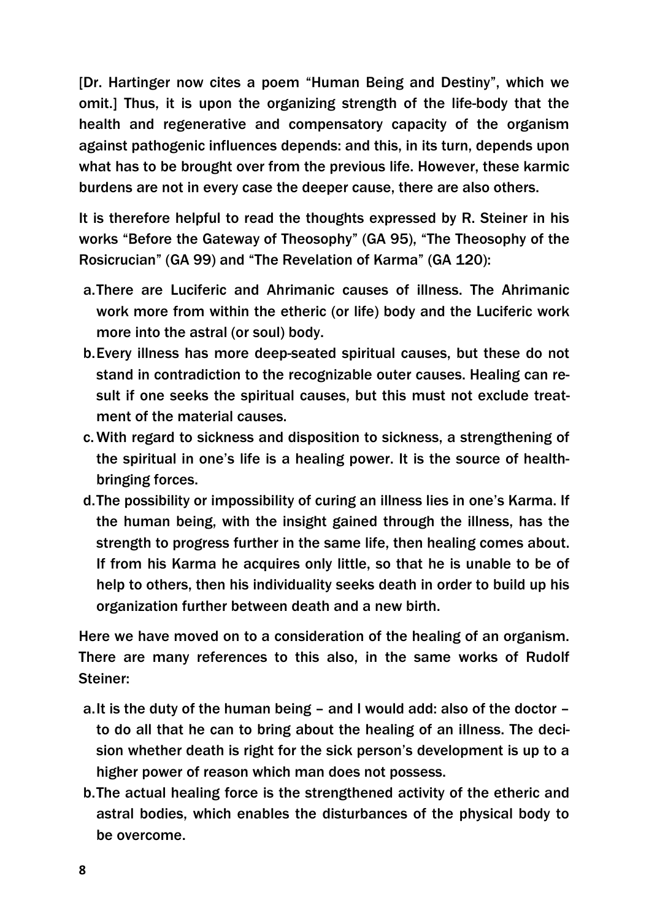[Dr. Hartinger now cites a poem "Human Being and Destiny", which we omit.] Thus, it is upon the organizing strength of the life-body that the health and regenerative and compensatory capacity of the organism against pathogenic influences depends: and this, in its turn, depends upon what has to be brought over from the previous life. However, these karmic burdens are not in every case the deeper cause, there are also others.

It is therefore helpful to read the thoughts expressed by R. Steiner in his works "Before the Gateway of Theosophy" (GA 95), "The Theosophy of the Rosicrucian" (GA 99) and "The Revelation of Karma" (GA 120):

a. There are Luciferic and Ahrimanic causes of illness. The Ahrimanic work more from within the etheric (or life) body and the Luciferic work more into the astral (or soul) body.
b. Every illness has more deep-seated spiritual causes, but these do not stand in contradiction to the recognizable outer causes. Healing can result if one seeks the spiritual causes, but this must not exclude treatment of the material causes.
c. With regard to sickness and disposition to sickness, a strengthening of the spiritual in one's life is a healing power. It is the source of health-bringing forces.
d. The possibility or impossibility of curing an illness lies in one's Karma. If the human being, with the insight gained through the illness, has the strength to progress further in the same life, then healing comes about. If from his Karma he acquires only little, so that he is unable to be of help to others, then his individuality seeks death in order to build up his organization further between death and a new birth.

Here we have moved on to a consideration of the healing of an organism. There are many references to this also, in the same works of Rudolf Steiner:

a. It is the duty of the human being – and I would add: also of the doctor – to do all that he can to bring about the healing of an illness. The decision whether death is right for the sick person's development is up to a higher power of reason which man does not possess.
b. The actual healing force is the strengthened activity of the etheric and astral bodies, which enables the disturbances of the physical body to be overcome.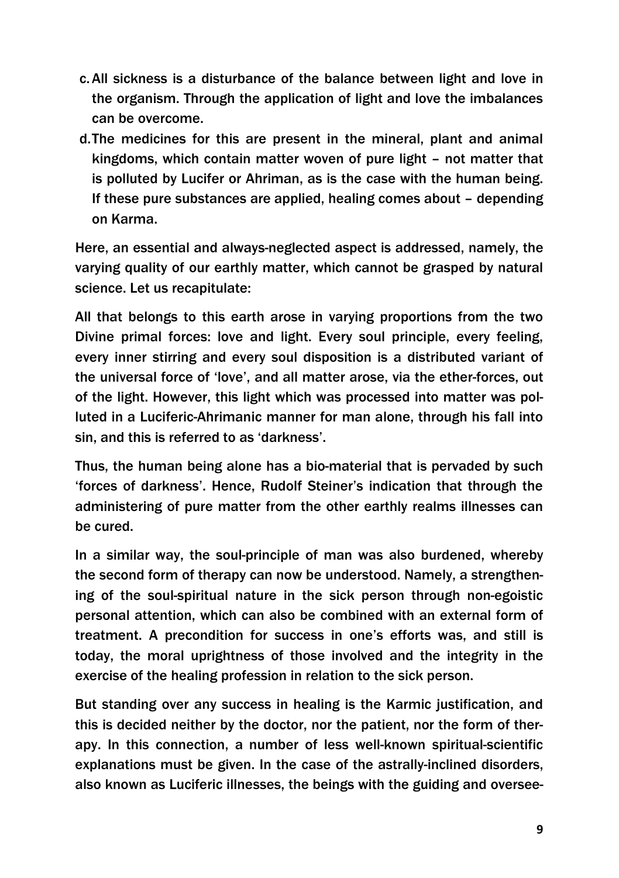c. All sickness is a disturbance of the balance between light and love in the organism. Through the application of light and love the imbalances can be overcome.

d. The medicines for this are present in the mineral, plant and animal kingdoms, which contain matter woven of pure light – not matter that is polluted by Lucifer or Ahriman, as is the case with the human being. If these pure substances are applied, healing comes about – depending on Karma.

Here, an essential and always-neglected aspect is addressed, namely, the varying quality of our earthly matter, which cannot be grasped by natural science. Let us recapitulate:

All that belongs to this earth arose in varying proportions from the two Divine primal forces: love and light. Every soul principle, every feeling, every inner stirring and every soul disposition is a distributed variant of the universal force of 'love', and all matter arose, via the ether-forces, out of the light. However, this light which was processed into matter was polluted in a Luciferic-Ahrimanic manner for man alone, through his fall into sin, and this is referred to as 'darkness'.

Thus, the human being alone has a bio-material that is pervaded by such 'forces of darkness'. Hence, Rudolf Steiner's indication that through the administering of pure matter from the other earthly realms illnesses can be cured.

In a similar way, the soul-principle of man was also burdened, whereby the second form of therapy can now be understood. Namely, a strengthening of the soul-spiritual nature in the sick person through non-egoistic personal attention, which can also be combined with an external form of treatment. A precondition for success in one's efforts was, and still is today, the moral uprightness of those involved and the integrity in the exercise of the healing profession in relation to the sick person.

But standing over any success in healing is the Karmic justification, and this is decided neither by the doctor, nor the patient, nor the form of therapy. In this connection, a number of less well-known spiritual-scientific explanations must be given. In the case of the astrally-inclined disorders, also known as Luciferic illnesses, the beings with the guiding and oversee-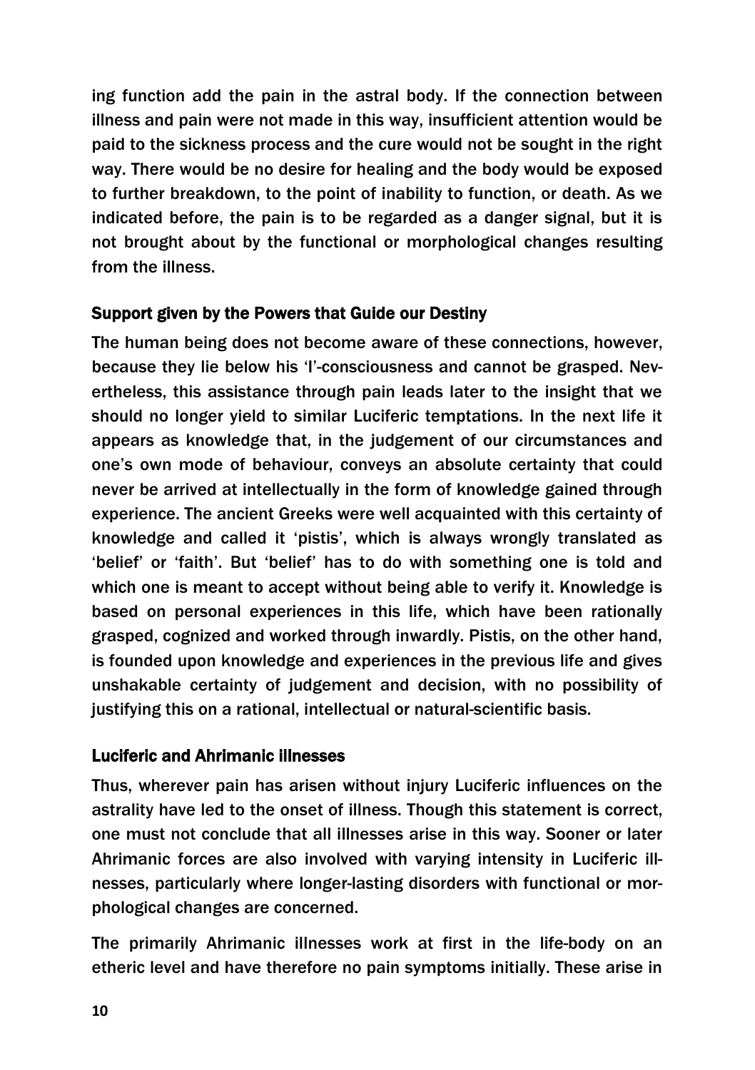ing function add the pain in the astral body. If the connection between illness and pain were not made in this way, insufficient attention would be paid to the sickness process and the cure would not be sought in the right way. There would be no desire for healing and the body would be exposed to further breakdown, to the point of inability to function, or death. As we indicated before, the pain is to be regarded as a danger signal, but it is not brought about by the functional or morphological changes resulting from the illness.

## Support given by the Powers that Guide our Destiny

The human being does not become aware of these connections, however, because they lie below his 'I'-consciousness and cannot be grasped. Nevertheless, this assistance through pain leads later to the insight that we should no longer yield to similar Luciferic temptations. In the next life it appears as knowledge that, in the judgement of our circumstances and one's own mode of behaviour, conveys an absolute certainty that could never be arrived at intellectually in the form of knowledge gained through experience. The ancient Greeks were well acquainted with this certainty of knowledge and called it 'pistis', which is always wrongly translated as 'belief' or 'faith'. But 'belief' has to do with something one is told and which one is meant to accept without being able to verify it. Knowledge is based on personal experiences in this life, which have been rationally grasped, cognized and worked through inwardly. Pistis, on the other hand, is founded upon knowledge and experiences in the previous life and gives unshakable certainty of judgement and decision, with no possibility of justifying this on a rational, intellectual or natural-scientific basis.

## Luciferic and Ahrimanic illnesses

Thus, wherever pain has arisen without injury Luciferic influences on the astrality have led to the onset of illness. Though this statement is correct, one must not conclude that all illnesses arise in this way. Sooner or later Ahrimanic forces are also involved with varying intensity in Luciferic illnesses, particularly where longer-lasting disorders with functional or morphological changes are concerned.

The primarily Ahrimanic illnesses work at first in the life-body on an etheric level and have therefore no pain symptoms initially. These arise in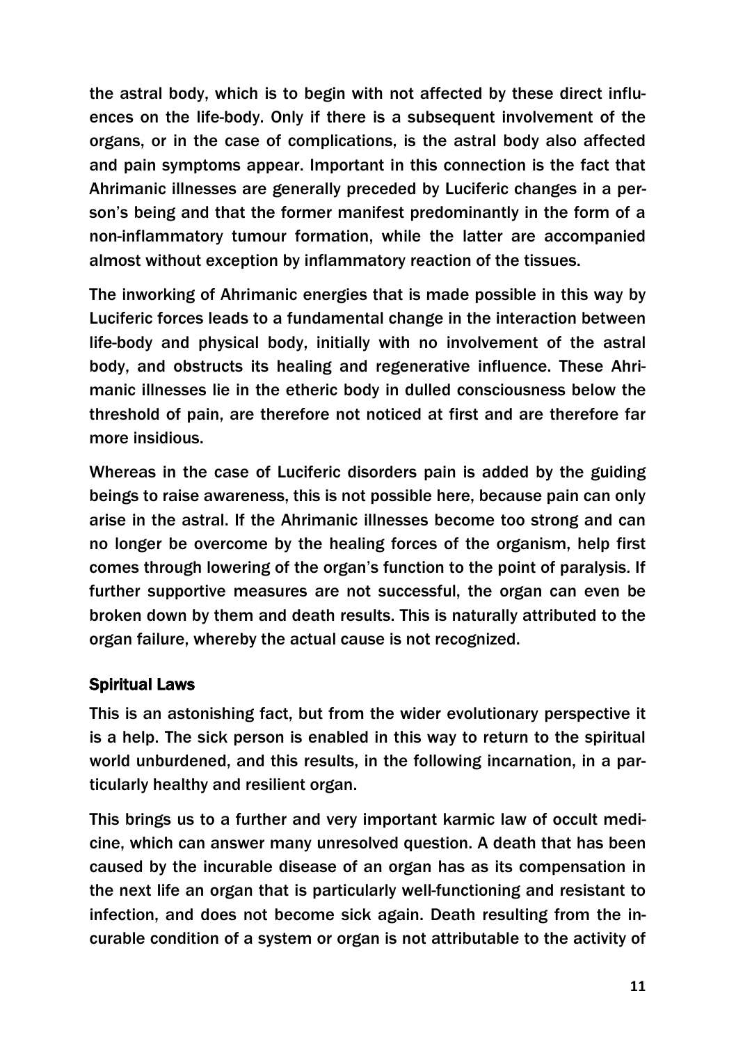the astral body, which is to begin with not affected by these direct influences on the life-body. Only if there is a subsequent involvement of the organs, or in the case of complications, is the astral body also affected and pain symptoms appear. Important in this connection is the fact that Ahrimanic illnesses are generally preceded by Luciferic changes in a person's being and that the former manifest predominantly in the form of a non-inflammatory tumour formation, while the latter are accompanied almost without exception by inflammatory reaction of the tissues.

The inworking of Ahrimanic energies that is made possible in this way by Luciferic forces leads to a fundamental change in the interaction between life-body and physical body, initially with no involvement of the astral body, and obstructs its healing and regenerative influence. These Ahrimanic illnesses lie in the etheric body in dulled consciousness below the threshold of pain, are therefore not noticed at first and are therefore far more insidious.

Whereas in the case of Luciferic disorders pain is added by the guiding beings to raise awareness, this is not possible here, because pain can only arise in the astral. If the Ahrimanic illnesses become too strong and can no longer be overcome by the healing forces of the organism, help first comes through lowering of the organ's function to the point of paralysis. If further supportive measures are not successful, the organ can even be broken down by them and death results. This is naturally attributed to the organ failure, whereby the actual cause is not recognized.

## Spiritual Laws

This is an astonishing fact, but from the wider evolutionary perspective it is a help. The sick person is enabled in this way to return to the spiritual world unburdened, and this results, in the following incarnation, in a particularly healthy and resilient organ.

This brings us to a further and very important karmic law of occult medicine, which can answer many unresolved question. A death that has been caused by the incurable disease of an organ has as its compensation in the next life an organ that is particularly well-functioning and resistant to infection, and does not become sick again. Death resulting from the incurable condition of a system or organ is not attributable to the activity of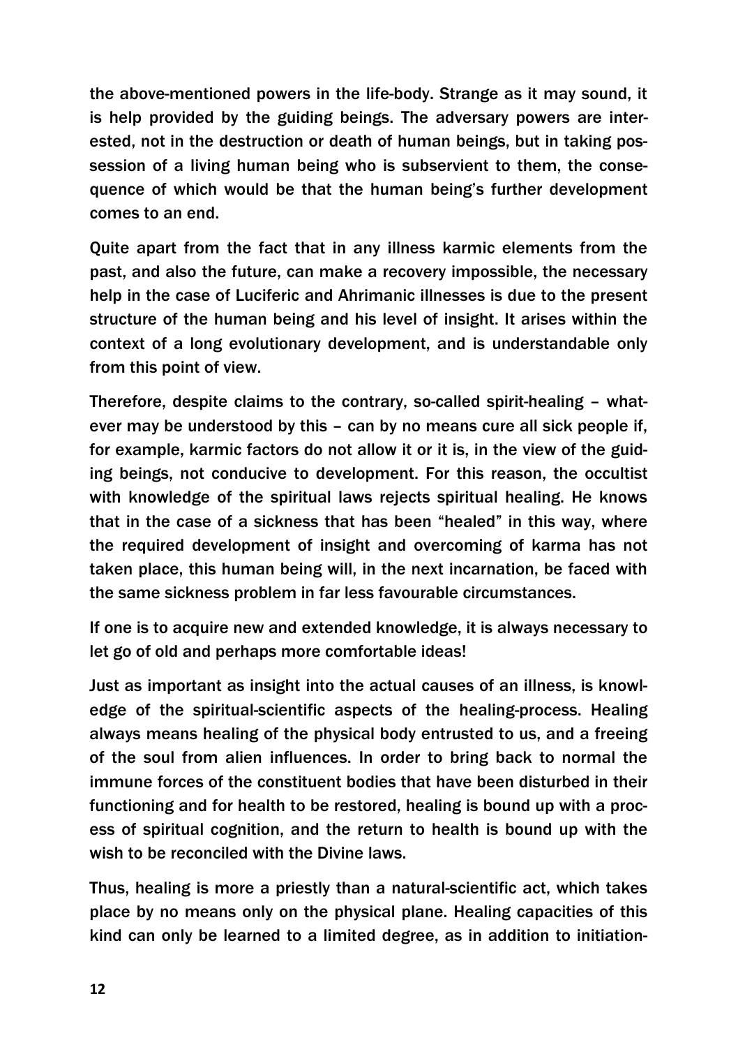the above-mentioned powers in the life-body. Strange as it may sound, it is help provided by the guiding beings. The adversary powers are interested, not in the destruction or death of human beings, but in taking possession of a living human being who is subservient to them, the consequence of which would be that the human being's further development comes to an end.

Quite apart from the fact that in any illness karmic elements from the past, and also the future, can make a recovery impossible, the necessary help in the case of Luciferic and Ahrimanic illnesses is due to the present structure of the human being and his level of insight. It arises within the context of a long evolutionary development, and is understandable only from this point of view.

Therefore, despite claims to the contrary, so-called spirit-healing – whatever may be understood by this – can by no means cure all sick people if, for example, karmic factors do not allow it or it is, in the view of the guiding beings, not conducive to development. For this reason, the occultist with knowledge of the spiritual laws rejects spiritual healing. He knows that in the case of a sickness that has been "healed" in this way, where the required development of insight and overcoming of karma has not taken place, this human being will, in the next incarnation, be faced with the same sickness problem in far less favourable circumstances.

If one is to acquire new and extended knowledge, it is always necessary to let go of old and perhaps more comfortable ideas!

Just as important as insight into the actual causes of an illness, is knowledge of the spiritual-scientific aspects of the healing-process. Healing always means healing of the physical body entrusted to us, and a freeing of the soul from alien influences. In order to bring back to normal the immune forces of the constituent bodies that have been disturbed in their functioning and for health to be restored, healing is bound up with a process of spiritual cognition, and the return to health is bound up with the wish to be reconciled with the Divine laws.

Thus, healing is more a priestly than a natural-scientific act, which takes place by no means only on the physical plane. Healing capacities of this kind can only be learned to a limited degree, as in addition to initiation-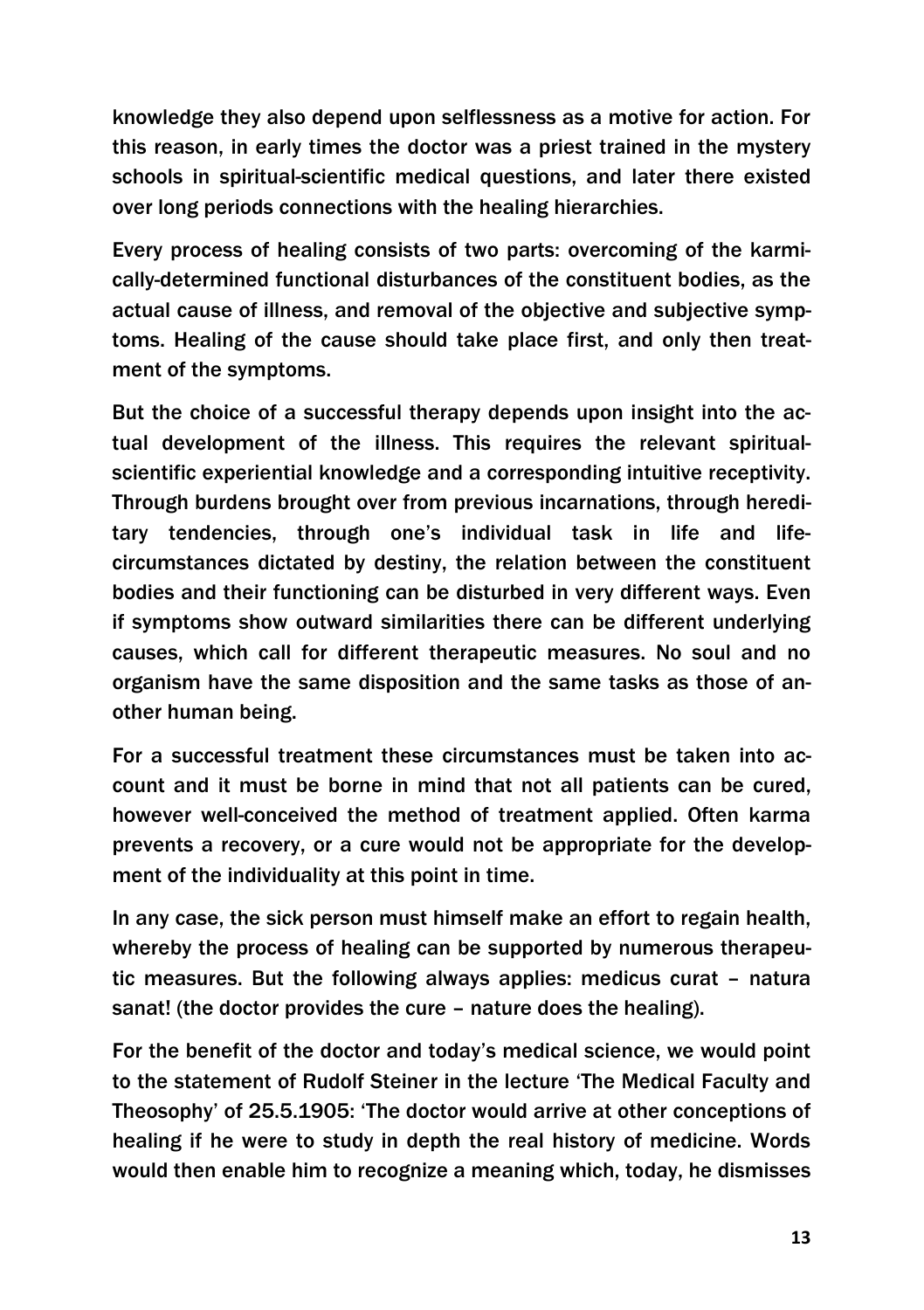knowledge they also depend upon selflessness as a motive for action. For this reason, in early times the doctor was a priest trained in the mystery schools in spiritual-scientific medical questions, and later there existed over long periods connections with the healing hierarchies.

Every process of healing consists of two parts: overcoming of the karmically-determined functional disturbances of the constituent bodies, as the actual cause of illness, and removal of the objective and subjective symptoms. Healing of the cause should take place first, and only then treatment of the symptoms.

But the choice of a successful therapy depends upon insight into the actual development of the illness. This requires the relevant spiritual-scientific experiential knowledge and a corresponding intuitive receptivity. Through burdens brought over from previous incarnations, through hereditary tendencies, through one's individual task in life and life-circumstances dictated by destiny, the relation between the constituent bodies and their functioning can be disturbed in very different ways. Even if symptoms show outward similarities there can be different underlying causes, which call for different therapeutic measures. No soul and no organism have the same disposition and the same tasks as those of another human being.

For a successful treatment these circumstances must be taken into account and it must be borne in mind that not all patients can be cured, however well-conceived the method of treatment applied. Often karma prevents a recovery, or a cure would not be appropriate for the development of the individuality at this point in time.

In any case, the sick person must himself make an effort to regain health, whereby the process of healing can be supported by numerous therapeutic measures. But the following always applies: medicus curat – natura sanat! (the doctor provides the cure – nature does the healing).

For the benefit of the doctor and today's medical science, we would point to the statement of Rudolf Steiner in the lecture 'The Medical Faculty and Theosophy' of 25.5.1905: 'The doctor would arrive at other conceptions of healing if he were to study in depth the real history of medicine. Words would then enable him to recognize a meaning which, today, he dismisses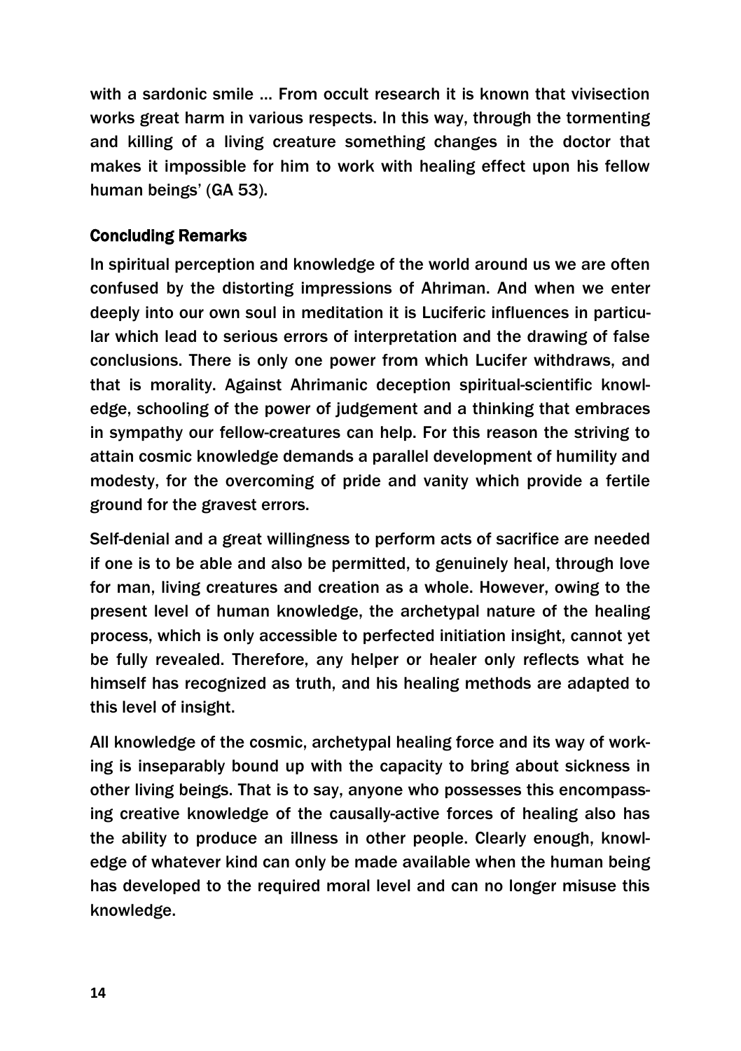with a sardonic smile ... From occult research it is known that vivisection works great harm in various respects. In this way, through the tormenting and killing of a living creature something changes in the doctor that makes it impossible for him to work with healing effect upon his fellow human beings' (GA 53).

## Concluding Remarks

In spiritual perception and knowledge of the world around us we are often confused by the distorting impressions of Ahriman. And when we enter deeply into our own soul in meditation it is Luciferic influences in particular which lead to serious errors of interpretation and the drawing of false conclusions. There is only one power from which Lucifer withdraws, and that is morality. Against Ahrimanic deception spiritual-scientific knowledge, schooling of the power of judgement and a thinking that embraces in sympathy our fellow-creatures can help. For this reason the striving to attain cosmic knowledge demands a parallel development of humility and modesty, for the overcoming of pride and vanity which provide a fertile ground for the gravest errors.

Self-denial and a great willingness to perform acts of sacrifice are needed if one is to be able and also be permitted, to genuinely heal, through love for man, living creatures and creation as a whole. However, owing to the present level of human knowledge, the archetypal nature of the healing process, which is only accessible to perfected initiation insight, cannot yet be fully revealed. Therefore, any helper or healer only reflects what he himself has recognized as truth, and his healing methods are adapted to this level of insight.

All knowledge of the cosmic, archetypal healing force and its way of working is inseparably bound up with the capacity to bring about sickness in other living beings. That is to say, anyone who possesses this encompassing creative knowledge of the causally-active forces of healing also has the ability to produce an illness in other people. Clearly enough, knowledge of whatever kind can only be made available when the human being has developed to the required moral level and can no longer misuse this knowledge.